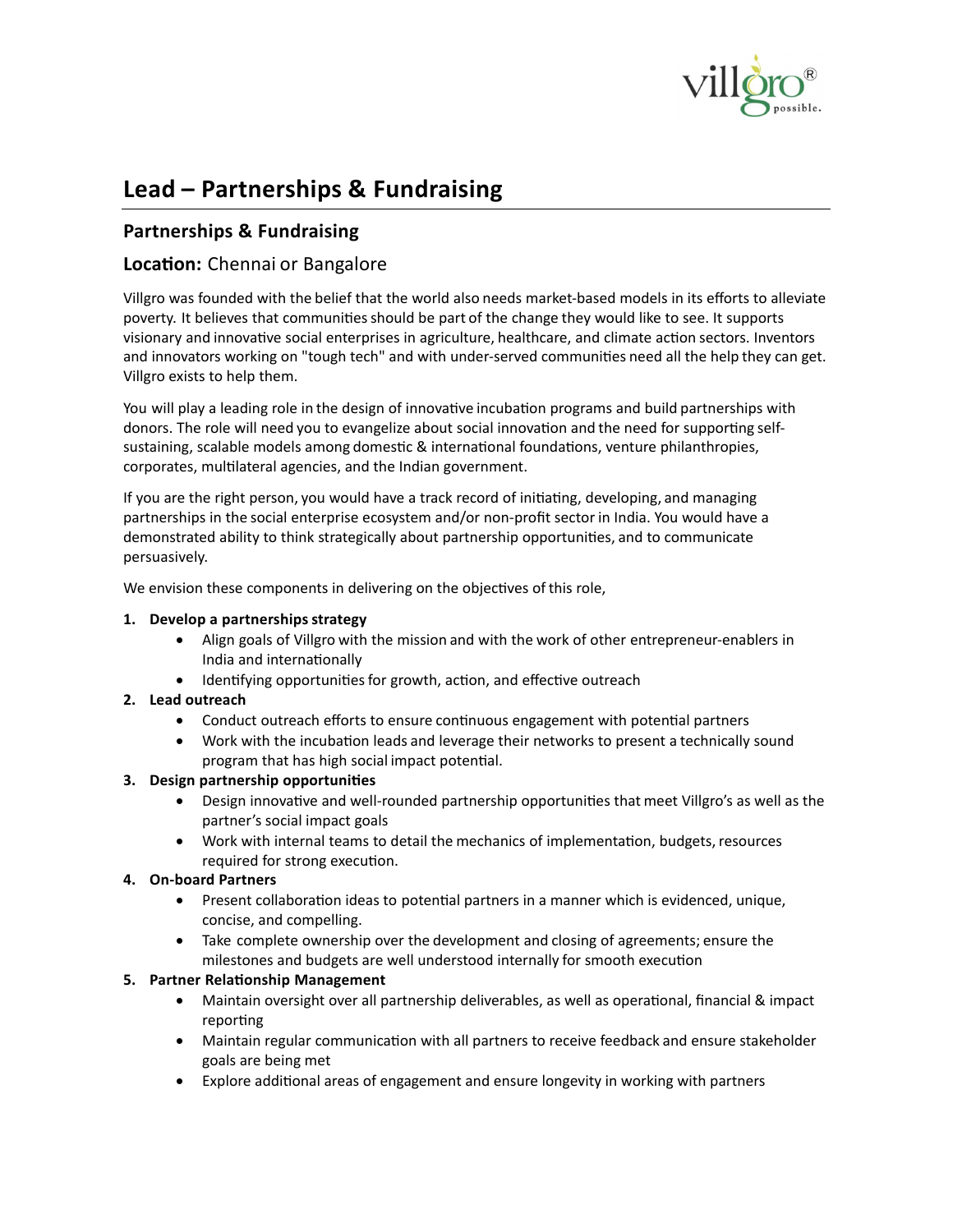# Lead – Partnerships & Fundraising

## Partnerships & Fundraising

### Location: Chennai or Bangalore

Villgro was founded with the belief that the world also needs market-based models in its efforts to alleviate poverty. It believes that communities should be part of the change they would like to see. It supports visionary and innovative social enterprises in agriculture, healthcare, and climate action sectors. Inventors and innovators working on "tough tech" and with under-served communities need all the help they can get. Villgro exists to help them.

You will play a leading role in the design of innovative incubation programs and build partnerships with donors. The role will need you to evangelize about social innovation and the need for supporting self-sustaining, scalable models among domestic & international foundations, venture philanthropies, corporates, multilateral agencies, and the Indian government.

If you are the right person, you would have a track record of initiating, developing, and managing partnerships in the social enterprise ecosystem and/or non-profit sector in India. You would have a demonstrated ability to think strategically about partnership opportunities, and to communicate persuasively.

We envision these components in delivering on the objectives of this role,

1. **Develop a partnerships strategy**
   - Align goals of Villgro with the mission and with the work of other entrepreneur-enablers in India and internationally
   - Identifying opportunities for growth, action, and effective outreach
2. **Lead outreach**
   - Conduct outreach efforts to ensure continuous engagement with potential partners
   - Work with the incubation leads and leverage their networks to present a technically sound program that has high social impact potential.
3. **Design partnership opportunities**
   - Design innovative and well-rounded partnership opportunities that meet Villgro's as well as the partner's social impact goals
   - Work with internal teams to detail the mechanics of implementation, budgets, resources required for strong execution.
4. **On-board Partners**
   - Present collaboration ideas to potential partners in a manner which is evidenced, unique, concise, and compelling.
   - Take complete ownership over the development and closing of agreements; ensure the milestones and budgets are well understood internally for smooth execution
5. **Partner Relationship Management**
   - Maintain oversight over all partnership deliverables, as well as operational, financial & impact reporting
   - Maintain regular communication with all partners to receive feedback and ensure stakeholder goals are being met
   - Explore additional areas of engagement and ensure longevity in working with partners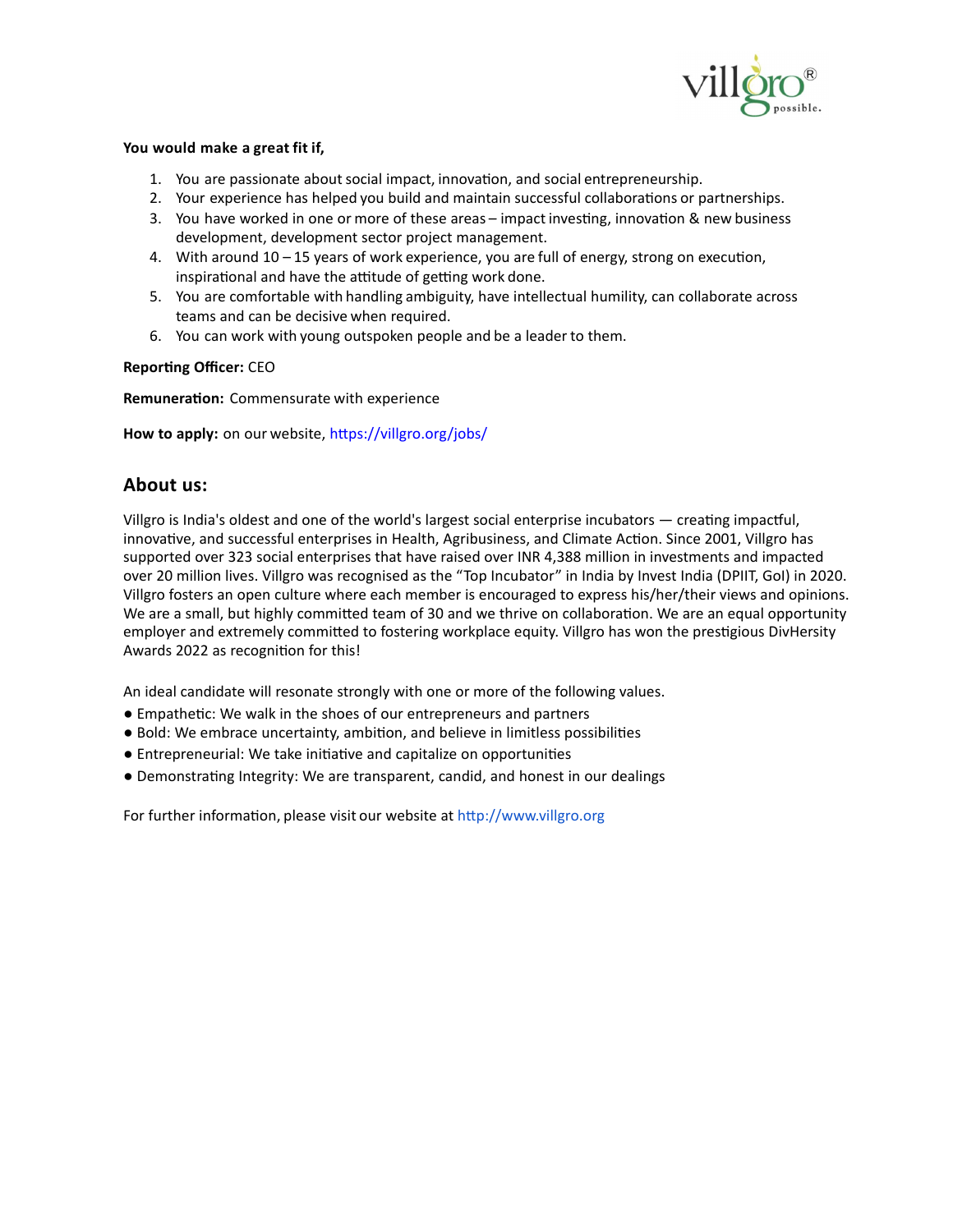**You would make a great fit if,**

1. You are passionate about social impact, innovation, and social entrepreneurship.
2. Your experience has helped you build and maintain successful collaborations or partnerships.
3. You have worked in one or more of these areas – impact investing, innovation & new business development, development sector project management.
4. With around 10 – 15 years of work experience, you are full of energy, strong on execution, inspirational and have the attitude of getting work done.
5. You are comfortable with handling ambiguity, have intellectual humility, can collaborate across teams and can be decisive when required.
6. You can work with young outspoken people and be a leader to them.

**Reporting Officer:** CEO

**Remuneration:** Commensurate with experience

**How to apply:** on our website, https://villgro.org/jobs/

## About us:

Villgro is India's oldest and one of the world's largest social enterprise incubators — creating impactful, innovative, and successful enterprises in Health, Agribusiness, and Climate Action. Since 2001, Villgro has supported over 323 social enterprises that have raised over INR 4,388 million in investments and impacted over 20 million lives. Villgro was recognised as the "Top Incubator" in India by Invest India (DPIIT, GoI) in 2020. Villgro fosters an open culture where each member is encouraged to express his/her/their views and opinions. We are a small, but highly committed team of 30 and we thrive on collaboration. We are an equal opportunity employer and extremely committed to fostering workplace equity. Villgro has won the prestigious DivHersity Awards 2022 as recognition for this!

An ideal candidate will resonate strongly with one or more of the following values.

- Empathetic: We walk in the shoes of our entrepreneurs and partners
- Bold: We embrace uncertainty, ambition, and believe in limitless possibilities
- Entrepreneurial: We take initiative and capitalize on opportunities
- Demonstrating Integrity: We are transparent, candid, and honest in our dealings

For further information, please visit our website at http://www.villgro.org